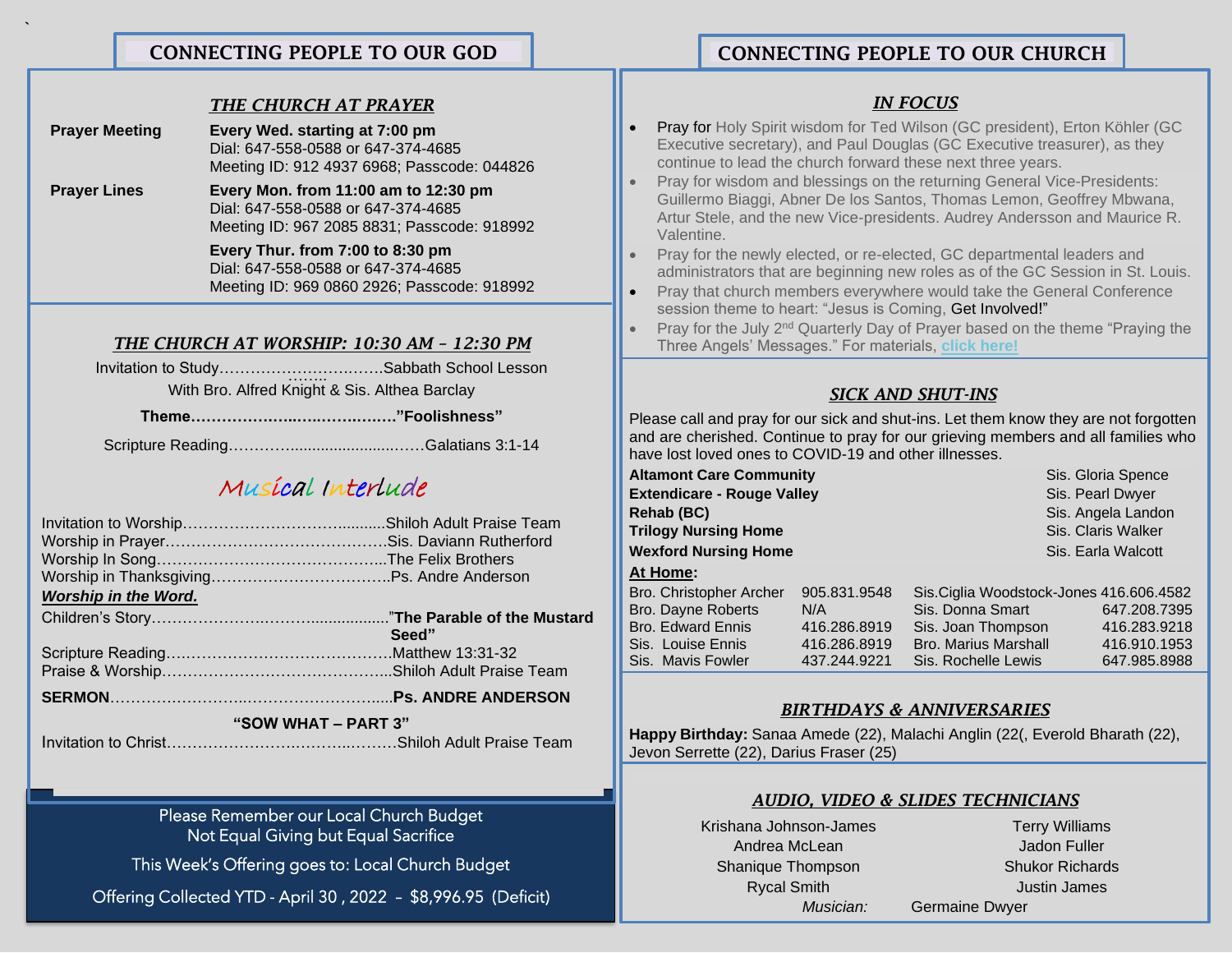## CONNECTING PEOPLE TO OUR GOD

### *THE CHURCH AT PRAYER*

| | |
|---|---|
| **Prayer Meeting** | **Every Wed. starting at 7:00 pm** Dial: 647-558-0588 or 647-374-4685 Meeting ID: 912 4937 6968; Passcode: 044826 |
| **Prayer Lines** | **Every Mon. from 11:00 am to 12:30 pm** Dial: 647-558-0588 or 647-374-4685 Meeting ID: 967 2085 8831; Passcode: 918992 |
| | **Every Thur. from 7:00 to 8:30 pm** Dial: 647-558-0588 or 647-374-4685 Meeting ID: 969 0860 2926; Passcode: 918992 |

### *THE CHURCH AT WORSHIP: 10:30 AM – 12:30 PM*

Invitation to Study……………………………Sabbath School Lesson
With Bro. Alfred Knight & Sis. Althea Barclay

**Theme……………………………………"Foolishness"**

Scripture Reading……………………………………Galatians 3:1-14

*Musical Interlude*

Invitation to Worship……………………………………Shiloh Adult Praise Team
Worship in Prayer……………………………………Sis. Daviann Rutherford
Worship In Song……………………………………The Felix Brothers
Worship in Thanksgiving……………………………………Ps. Andre Anderson

***Worship in the Word.***

Children's Story……………………………………**"The Parable of the Mustard Seed"**
Scripture Reading……………………………………Matthew 13:31-32
Praise & Worship……………………………………Shiloh Adult Praise Team

**SERMON……………………………………Ps. ANDRE ANDERSON**

**"SOW WHAT – PART 3"**

Invitation to Christ……………………………………Shiloh Adult Praise Team

Please Remember our Local Church Budget
Not Equal Giving but Equal Sacrifice

This Week's Offering goes to: Local Church Budget

Offering Collected YTD - April 30 , 2022 – $8,996.95 (Deficit)

## CONNECTING PEOPLE TO OUR CHURCH

### *IN FOCUS*

- Pray for Holy Spirit wisdom for Ted Wilson (GC president), Erton Köhler (GC Executive secretary), and Paul Douglas (GC Executive treasurer), as they continue to lead the church forward these next three years.
- Pray for wisdom and blessings on the returning General Vice-Presidents: Guillermo Biaggi, Abner De los Santos, Thomas Lemon, Geoffrey Mbwana, Artur Stele, and the new Vice-presidents. Audrey Andersson and Maurice R. Valentine.
- Pray for the newly elected, or re-elected, GC departmental leaders and administrators that are beginning new roles as of the GC Session in St. Louis.
- Pray that church members everywhere would take the General Conference session theme to heart: "Jesus is Coming, Get Involved!"
- Pray for the July 2nd Quarterly Day of Prayer based on the theme "Praying the Three Angels' Messages." For materials, **click here!**

### *SICK AND SHUT-INS*

Please call and pray for our sick and shut-ins. Let them know they are not forgotten and are cherished. Continue to pray for our grieving members and all families who have lost loved ones to COVID-19 and other illnesses.

| | |
|---|---|
| **Altamont Care Community** | Sis. Gloria Spence |
| **Extendicare - Rouge Valley** | Sis. Pearl Dwyer |
| **Rehab (BC)** | Sis. Angela Landon |
| **Trilogy Nursing Home** | Sis. Claris Walker |
| **Wexford Nursing Home** | Sis. Earla Walcott |

**At Home:**

| | | | |
|---|---|---|---|
| Bro. Christopher Archer | 905.831.9548 | Sis.Ciglia Woodstock-Jones | 416.606.4582 |
| Bro. Dayne Roberts | N/A | Sis. Donna Smart | 647.208.7395 |
| Bro. Edward Ennis | 416.286.8919 | Sis. Joan Thompson | 416.283.9218 |
| Sis. Louise Ennis | 416.286.8919 | Bro. Marius Marshall | 416.910.1953 |
| Sis. Mavis Fowler | 437.244.9221 | Sis. Rochelle Lewis | 647.985.8988 |

### *BIRTHDAYS & ANNIVERSARIES*

**Happy Birthday:** Sanaa Amede (22), Malachi Anglin (22(, Everold Bharath (22), Jevon Serrette (22), Darius Fraser (25)

### *AUDIO, VIDEO & SLIDES TECHNICIANS*

| | |
|---|---|
| Krishana Johnson-James | Terry Williams |
| Andrea McLean | Jadon Fuller |
| Shanique Thompson | Shukor Richards |
| Rycal Smith | Justin James |

*Musician:* Germaine Dwyer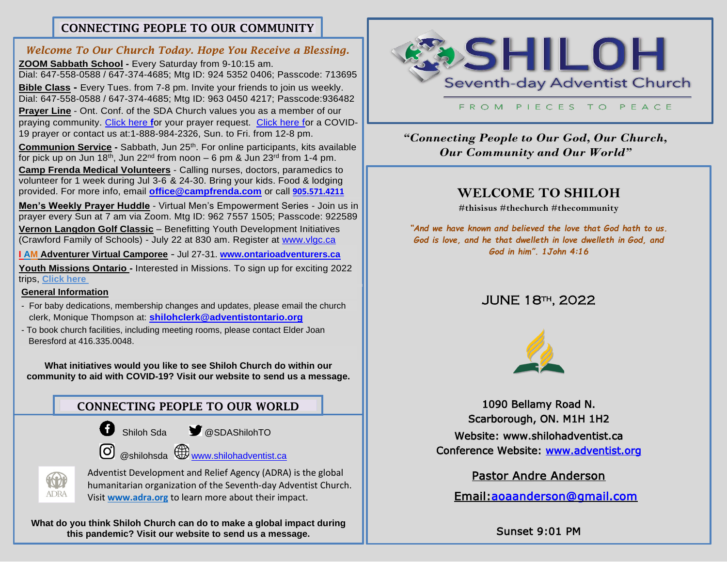## CONNECTING PEOPLE TO OUR COMMUNITY

*Welcome To Our Church Today. Hope You Receive a Blessing.*

**ZOOM Sabbath School -** Every Saturday from 9-10:15 am. Dial: 647-558-0588 / 647-374-4685; Mtg ID: 924 5352 0406; Passcode: 713695

**Bible Class -** Every Tues. from 7-8 pm. Invite your friends to join us weekly. Dial: 647-558-0588 / 647-374-4685; Mtg ID: 963 0450 4217; Passcode:936482

**Prayer Line** - Ont. Conf. of the SDA Church values you as a member of our praying community. Click here for your prayer request. Click here for a COVID-19 prayer or contact us at:1-888-984-2326, Sun. to Fri. from 12-8 pm.

**Communion Service -** Sabbath, Jun 25th. For online participants, kits available for pick up on Jun 18th, Jun 22nd from noon – 6 pm & Jun 23rd from 1-4 pm.

**Camp Frenda Medical Volunteers** - Calling nurses, doctors, paramedics to volunteer for 1 week during Jul 3-6 & 24-30. Bring your kids. Food & lodging provided. For more info, email **office@campfrenda.com** or call **905.571.4211**

**Men's Weekly Prayer Huddle** - Virtual Men's Empowerment Series - Join us in prayer every Sun at 7 am via Zoom. Mtg ID: 962 7557 1505; Passcode: 922589

**Vernon Langdon Golf Classic** – Benefitting Youth Development Initiatives (Crawford Family of Schools) - July 22 at 830 am. Register at www.vlgc.ca

**I AM Adventurer Virtual Camporee** - Jul 27-31. **www.ontarioadventurers.ca**

**Youth Missions Ontario -** Interested in Missions. To sign up for exciting 2022 trips, **Click here**

**General Information**

- For baby dedications, membership changes and updates, please email the church clerk, Monique Thompson at: **shilohclerk@adventistontario.org**
- To book church facilities, including meeting rooms, please contact Elder Joan Beresford at 416.335.0048.

**What initiatives would you like to see Shiloh Church do within our community to aid with COVID-19? Visit our website to send us a message.**

## CONNECTING PEOPLE TO OUR WORLD

Shiloh Sda @SDAShilohTO

@shilohsda www.shilohadventist.ca

ADRA

Adventist Development and Relief Agency (ADRA) is the global humanitarian organization of the Seventh-day Adventist Church. Visit **www.adra.org** to learn more about their impact.

**What do you think Shiloh Church can do to make a global impact during this pandemic? Visit our website to send us a message.**

# SHILOH
Seventh-day Adventist Church

FROM PIECES TO PEACE

***"Connecting People to Our God, Our Church, Our Community and Our World"***

## WELCOME TO SHILOH

**#thisisus #thechurch #thecommunity**

*"And we have known and believed the love that God hath to us. God is love, and he that dwelleth in love dwelleth in God, and God in him". 1John 4:16*

JUNE 18TH, 2022

1090 Bellamy Road N.
Scarborough, ON. M1H 1H2

Website: www.shilohadventist.ca
Conference Website: www.adventist.org

Pastor Andre Anderson

Email:aoaanderson@gmail.com

Sunset 9:01 PM